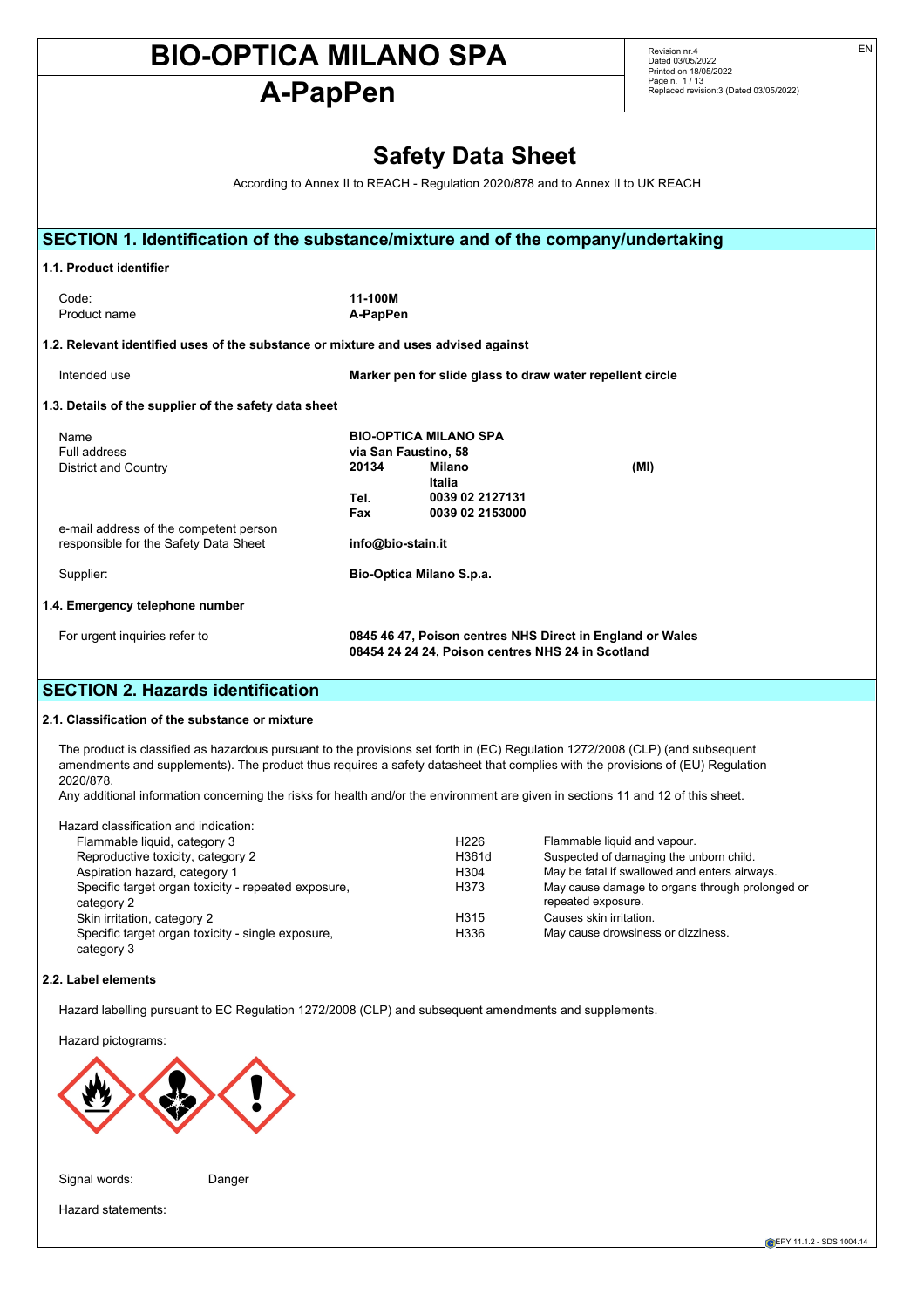# BIO-OPTICA MILANO SPA

# A-PapPen

Revision nr.4
Dated 03/05/2022
Printed on 18/05/2022
Replaced revision:3 (Dated 03/05/2022)

EN

# Safety Data Sheet

According to Annex II to REACH - Regulation 2020/878 and to Annex II to UK REACH

## SECTION 1. Identification of the substance/mixture and of the company/undertaking

### 1.1. Product identifier

| | |
|---|---|
| Code: | **11-100M** |
| Product name | **A-PapPen** |

### 1.2. Relevant identified uses of the substance or mixture and uses advised against

| | |
|---|---|
| Intended use | **Marker pen for slide glass to draw water repellent circle** |

### 1.3. Details of the supplier of the safety data sheet

| | | | |
|---|---|---|---|
| Name | **BIO-OPTICA MILANO SPA** | | |
| Full address | **via San Faustino, 58** | | |
| District and Country | **20134** | **Milano** **Italia** | **(MI)** |
| | **Tel.** | **0039 02 2127131** | |
| | **Fax** | **0039 02 2153000** | |
| e-mail address of the competent person responsible for the Safety Data Sheet | **info@bio-stain.it** | | |
| Supplier: | **Bio-Optica Milano S.p.a.** | | |

### 1.4. Emergency telephone number

| | |
|---|---|
| For urgent inquiries refer to | **0845 46 47, Poison centres NHS Direct in England or Wales** **08454 24 24 24, Poison centres NHS 24 in Scotland** |

## SECTION 2. Hazards identification

### 2.1. Classification of the substance or mixture

The product is classified as hazardous pursuant to the provisions set forth in (EC) Regulation 1272/2008 (CLP) (and subsequent amendments and supplements). The product thus requires a safety datasheet that complies with the provisions of (EU) Regulation 2020/878.
Any additional information concerning the risks for health and/or the environment are given in sections 11 and 12 of this sheet.

Hazard classification and indication:

| | | |
|---|---|---|
| Flammable liquid, category 3 | H226 | Flammable liquid and vapour. |
| Reproductive toxicity, category 2 | H361d | Suspected of damaging the unborn child. |
| Aspiration hazard, category 1 | H304 | May be fatal if swallowed and enters airways. |
| Specific target organ toxicity - repeated exposure, category 2 | H373 | May cause damage to organs through prolonged or repeated exposure. |
| Skin irritation, category 2 | H315 | Causes skin irritation. |
| Specific target organ toxicity - single exposure, category 3 | H336 | May cause drowsiness or dizziness. |

### 2.2. Label elements

Hazard labelling pursuant to EC Regulation 1272/2008 (CLP) and subsequent amendments and supplements.

Hazard pictograms:

Signal words: Danger

Hazard statements: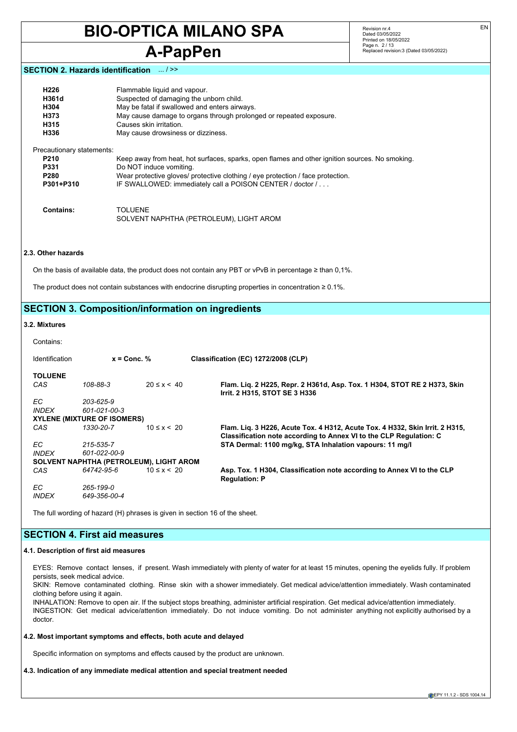## SECTION 2. Hazards identification ... / >>

| | |
|---|---|
| **H226** | Flammable liquid and vapour. |
| **H361d** | Suspected of damaging the unborn child. |
| **H304** | May be fatal if swallowed and enters airways. |
| **H373** | May cause damage to organs through prolonged or repeated exposure. |
| **H315** | Causes skin irritation. |
| **H336** | May cause drowsiness or dizziness. |

Precautionary statements:

| | |
|---|---|
| **P210** | Keep away from heat, hot surfaces, sparks, open flames and other ignition sources. No smoking. |
| **P331** | Do NOT induce vomiting. |
| **P280** | Wear protective gloves/ protective clothing / eye protection / face protection. |
| **P301+P310** | IF SWALLOWED: immediately call a POISON CENTER / doctor / . . . |

**Contains:** TOLUENE
SOLVENT NAPHTHA (PETROLEUM), LIGHT AROM

### 2.3. Other hazards

On the basis of available data, the product does not contain any PBT or vPvB in percentage ≥ than 0,1%.

The product does not contain substances with endocrine disrupting properties in concentration ≥ 0.1%.

## SECTION 3. Composition/information on ingredients

### 3.2. Mixtures

Contains:

| Identification | | x = Conc. % | Classification (EC) 1272/2008 (CLP) |
|---|---|---|---|
| **TOLUENE** | | | |
| *CAS* | *108-88-3* | 20 ≤ x < 40 | **Flam. Liq. 2 H225, Repr. 2 H361d, Asp. Tox. 1 H304, STOT RE 2 H373, Skin Irrit. 2 H315, STOT SE 3 H336** |
| *EC* | *203-625-9* | | |
| *INDEX* | *601-021-00-3* | | |
| **XYLENE (MIXTURE OF ISOMERS)** | | | |
| *CAS* | *1330-20-7* | 10 ≤ x < 20 | **Flam. Liq. 3 H226, Acute Tox. 4 H312, Acute Tox. 4 H332, Skin Irrit. 2 H315, Classification note according to Annex VI to the CLP Regulation: C** |
| *EC* | *215-535-7* | | **STA Dermal: 1100 mg/kg, STA Inhalation vapours: 11 mg/l** |
| *INDEX* | *601-022-00-9* | | |
| **SOLVENT NAPHTHA (PETROLEUM), LIGHT AROM** | | | |
| *CAS* | *64742-95-6* | 10 ≤ x < 20 | **Asp. Tox. 1 H304, Classification note according to Annex VI to the CLP Regulation: P** |
| *EC* | *265-199-0* | | |
| *INDEX* | *649-356-00-4* | | |

The full wording of hazard (H) phrases is given in section 16 of the sheet.

## SECTION 4. First aid measures

### 4.1. Description of first aid measures

EYES: Remove contact lenses, if present. Wash immediately with plenty of water for at least 15 minutes, opening the eyelids fully. If problem persists, seek medical advice.
SKIN: Remove contaminated clothing. Rinse skin with a shower immediately. Get medical advice/attention immediately. Wash contaminated clothing before using it again.
INHALATION: Remove to open air. If the subject stops breathing, administer artificial respiration. Get medical advice/attention immediately.
INGESTION: Get medical advice/attention immediately. Do not induce vomiting. Do not administer anything not explicitly authorised by a doctor.

### 4.2. Most important symptoms and effects, both acute and delayed

Specific information on symptoms and effects caused by the product are unknown.

### 4.3. Indication of any immediate medical attention and special treatment needed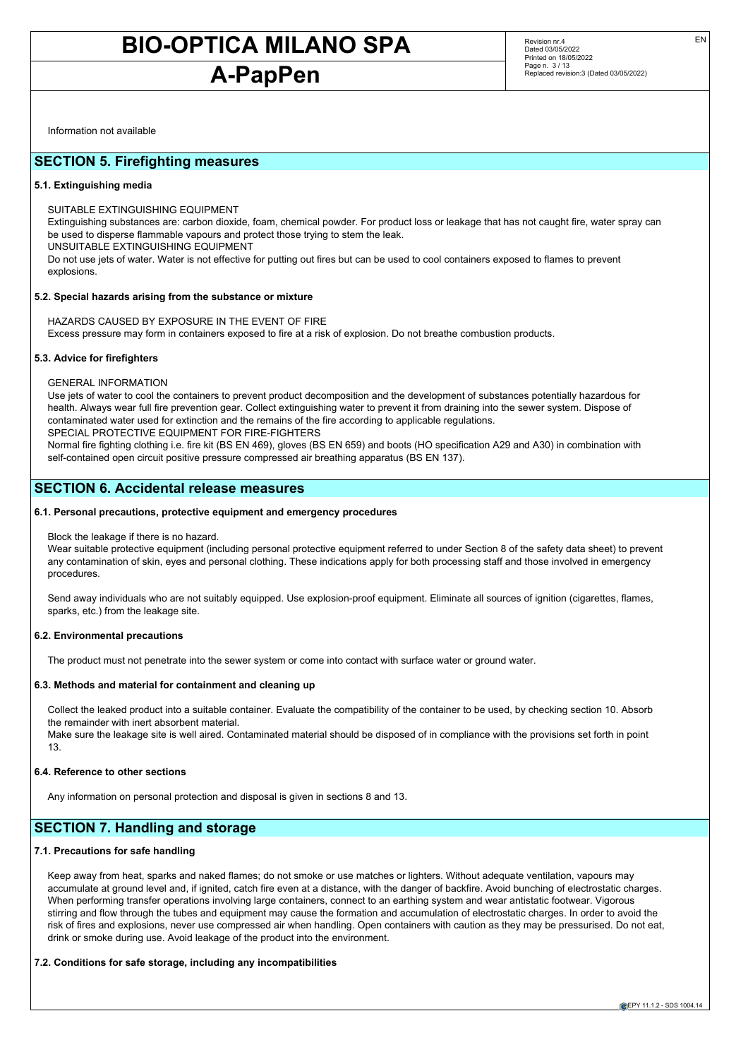Information not available

## SECTION 5. Firefighting measures

### 5.1. Extinguishing media

SUITABLE EXTINGUISHING EQUIPMENT
Extinguishing substances are: carbon dioxide, foam, chemical powder. For product loss or leakage that has not caught fire, water spray can be used to disperse flammable vapours and protect those trying to stem the leak.
UNSUITABLE EXTINGUISHING EQUIPMENT
Do not use jets of water. Water is not effective for putting out fires but can be used to cool containers exposed to flames to prevent explosions.

### 5.2. Special hazards arising from the substance or mixture

HAZARDS CAUSED BY EXPOSURE IN THE EVENT OF FIRE
Excess pressure may form in containers exposed to fire at a risk of explosion. Do not breathe combustion products.

### 5.3. Advice for firefighters

GENERAL INFORMATION
Use jets of water to cool the containers to prevent product decomposition and the development of substances potentially hazardous for health. Always wear full fire prevention gear. Collect extinguishing water to prevent it from draining into the sewer system. Dispose of contaminated water used for extinction and the remains of the fire according to applicable regulations.
SPECIAL PROTECTIVE EQUIPMENT FOR FIRE-FIGHTERS
Normal fire fighting clothing i.e. fire kit (BS EN 469), gloves (BS EN 659) and boots (HO specification A29 and A30) in combination with self-contained open circuit positive pressure compressed air breathing apparatus (BS EN 137).

## SECTION 6. Accidental release measures

### 6.1. Personal precautions, protective equipment and emergency procedures

Block the leakage if there is no hazard.
Wear suitable protective equipment (including personal protective equipment referred to under Section 8 of the safety data sheet) to prevent any contamination of skin, eyes and personal clothing. These indications apply for both processing staff and those involved in emergency procedures.

Send away individuals who are not suitably equipped. Use explosion-proof equipment. Eliminate all sources of ignition (cigarettes, flames, sparks, etc.) from the leakage site.

### 6.2. Environmental precautions

The product must not penetrate into the sewer system or come into contact with surface water or ground water.

### 6.3. Methods and material for containment and cleaning up

Collect the leaked product into a suitable container. Evaluate the compatibility of the container to be used, by checking section 10. Absorb the remainder with inert absorbent material.
Make sure the leakage site is well aired. Contaminated material should be disposed of in compliance with the provisions set forth in point 13.

### 6.4. Reference to other sections

Any information on personal protection and disposal is given in sections 8 and 13.

## SECTION 7. Handling and storage

### 7.1. Precautions for safe handling

Keep away from heat, sparks and naked flames; do not smoke or use matches or lighters. Without adequate ventilation, vapours may accumulate at ground level and, if ignited, catch fire even at a distance, with the danger of backfire. Avoid bunching of electrostatic charges. When performing transfer operations involving large containers, connect to an earthing system and wear antistatic footwear. Vigorous stirring and flow through the tubes and equipment may cause the formation and accumulation of electrostatic charges. In order to avoid the risk of fires and explosions, never use compressed air when handling. Open containers with caution as they may be pressurised. Do not eat, drink or smoke during use. Avoid leakage of the product into the environment.

### 7.2. Conditions for safe storage, including any incompatibilities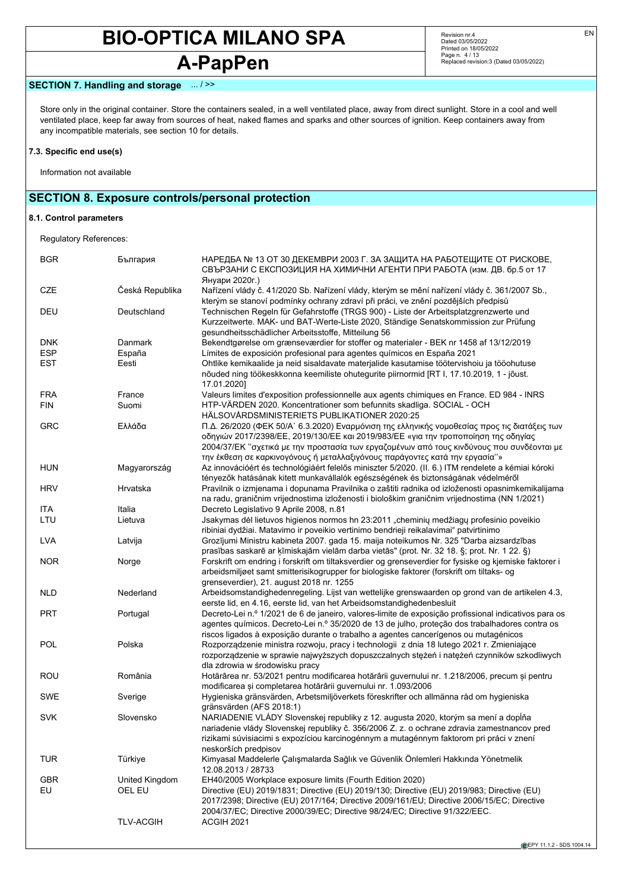## SECTION 7. Handling and storage ... / >>

Store only in the original container. Store the containers sealed, in a well ventilated place, away from direct sunlight. Store in a cool and well ventilated place, keep far away from sources of heat, naked flames and sparks and other sources of ignition. Keep containers away from any incompatible materials, see section 10 for details.

### 7.3. Specific end use(s)

Information not available

## SECTION 8. Exposure controls/personal protection

### 8.1. Control parameters

Regulatory References:

| | | |
|---|---|---|
| BGR | България | НАРЕДБА № 13 ОТ 30 ДЕКЕМВРИ 2003 Г. ЗА ЗАЩИТА НА РАБОТЕЩИТЕ ОТ РИСКОВЕ, СВЪРЗАНИ С ЕКСПОЗИЦИЯ НА ХИМИЧНИ АГЕНТИ ПРИ РАБОТА (изм. ДВ. бр.5 от 17 Януари 2020г.) |
| CZE | Česká Republika | Nařízení vlády č. 41/2020 Sb. Nařízení vlády, kterým se mění nařízení vlády č. 361/2007 Sb., kterým se stanoví podmínky ochrany zdraví při práci, ve znění pozdějších předpisů |
| DEU | Deutschland | Technischen Regeln für Gefahrstoffe (TRGS 900) - Liste der Arbeitsplatzgrenzwerte und Kurzzeitwerte. MAK- und BAT-Werte-Liste 2020, Ständige Senatskommission zur Prüfung gesundheitsschädlicher Arbeitsstoffe, Mitteilung 56 |
| DNK | Danmark | Bekendtgørelse om grænseværdier for stoffer og materialer - BEK nr 1458 af 13/12/2019 |
| ESP | España | Límites de exposición profesional para agentes químicos en España 2021 |
| EST | Eesti | Ohtlike kemikaalide ja neid sisaldavate materjalide kasutamise töötervishoiu ja tööohutuse nõuded ning töökeskkonna keemiliste ohutegurite piirnormid [RT I, 17.10.2019, 1 - jõust. 17.01.2020] |
| FRA | France | Valeurs limites d'exposition professionnelle aux agents chimiques en France. ED 984 - INRS |
| FIN | Suomi | HTP-VÄRDEN 2020. Koncentrationer som befunnits skadliga. SOCIAL - OCH HÄLSOVÅRDSMINISTERIETS PUBLIKATIONER 2020:25 |
| GRC | Ελλάδα | Π.Δ. 26/2020 (ΦΕΚ 50/Α` 6.3.2020) Εναρμόνιση της ελληνικής νομοθεσίας προς τις διατάξεις των οδηγιών 2017/2398/ΕΕ, 2019/130/ΕΕ και 2019/983/ΕΕ «για την τροποποίηση της οδηγίας 2004/37/ΕΚ ''σχετικά με την προστασία των εργαζομένων από τους κινδύνους που συνδέονται με την έκθεση σε καρκινογόνους ή μεταλλαξιγόνους παράγοντες κατά την εργασία''» |
| HUN | Magyarország | Az innovációért és technológiáért felelős miniszter 5/2020. (II. 6.) ITM rendelete a kémiai kóroki tényezők hatásának kitett munkavállalók egészségének és biztonságának védelméről |
| HRV | Hrvatska | Pravilnik o izmjenama i dopunama Pravilnika o zaštiti radnika od izloženosti opasnim kemikalijama na radu, graničnim vrijednostima izloženosti i biološkim graničnim vrijednostima (NN 1/2021) |
| ITA | Italia | Decreto Legislativo 9 Aprile 2008, n.81 |
| LTU | Lietuva | Jsakymas dėl lietuvos higienos normos hn 23:2011 „cheminių medžiagų profesinio poveikio ribiniai dydžiai. Matavimo ir poveikio vertinimo bendrieji reikalavimai" patvirtinimo |
| LVA | Latvija | Grozījumi Ministru kabineta 2007. gada 15. maija noteikumos Nr. 325 "Darba aizsardzības prasības saskarē ar ķīmiskajām vielām darba vietās" (prot. Nr. 32 18. §; prot. Nr. 1 22. §) |
| NOR | Norge | Forskrift om endring i forskrift om tiltaksverdier og grenseverdier for fysiske og kjemiske faktorer i arbeidsmiljøet samt smitterisikogrupper for biologiske faktorer (forskrift om tiltaks- og grenseverdier), 21. august 2018 nr. 1255 |
| NLD | Nederland | Arbeidsomstandighedenregeling. Lijst van wettelijke grenswaarden op grond van de artikelen 4.3, eerste lid, en 4.16, eerste lid, van het Arbeidsomstandighedenbesluit |
| PRT | Portugal | Decreto-Lei n.º 1/2021 de 6 de janeiro, valores-limite de exposição profissional indicativos para os agentes químicos. Decreto-Lei n.º 35/2020 de 13 de julho, proteção dos trabalhadores contra os riscos ligados à exposição durante o trabalho a agentes cancerígenos ou mutagénicos |
| POL | Polska | Rozporządzenie ministra rozwoju, pracy i technologii z dnia 18 lutego 2021 r. Zmieniające rozporządzenie w sprawie najwyższych dopuszczalnych stężeń i natężeń czynników szkodliwych dla zdrowia w środowisku pracy |
| ROU | România | Hotărârea nr. 53/2021 pentru modificarea hotărârii guvernului nr. 1.218/2006, precum și pentru modificarea și completarea hotărârii guvernului nr. 1.093/2006 |
| SWE | Sverige | Hygieniska gränsvärden, Arbetsmiljöverkets föreskrifter och allmänna råd om hygieniska gränsvärden (AFS 2018:1) |
| SVK | Slovensko | NARIADENIE VLÁDY Slovenskej republiky z 12. augusta 2020, ktorým sa mení a dopĺňa nariadenie vlády Slovenskej republiky č. 356/2006 Z. z. o ochrane zdravia zamestnancov pred rizikami súvisiacimi s expozíciou karcinogénnym a mutagénnym faktorom pri práci v znení neskorších predpisov |
| TUR | Türkiye | Kimyasal Maddelerle Çalışmalarda Sağlık ve Güvenlik Önlemleri Hakkında Yönetmelik 12.08.2013 / 28733 |
| GBR | United Kingdom | EH40/2005 Workplace exposure limits (Fourth Edition 2020) |
| EU | OEL EU | Directive (EU) 2019/1831; Directive (EU) 2019/130; Directive (EU) 2019/983; Directive (EU) 2017/2398; Directive (EU) 2017/164; Directive 2009/161/EU; Directive 2006/15/EC; Directive 2004/37/EC; Directive 2000/39/EC; Directive 98/24/EC; Directive 91/322/EEC. |
| | TLV-ACGIH | ACGIH 2021 |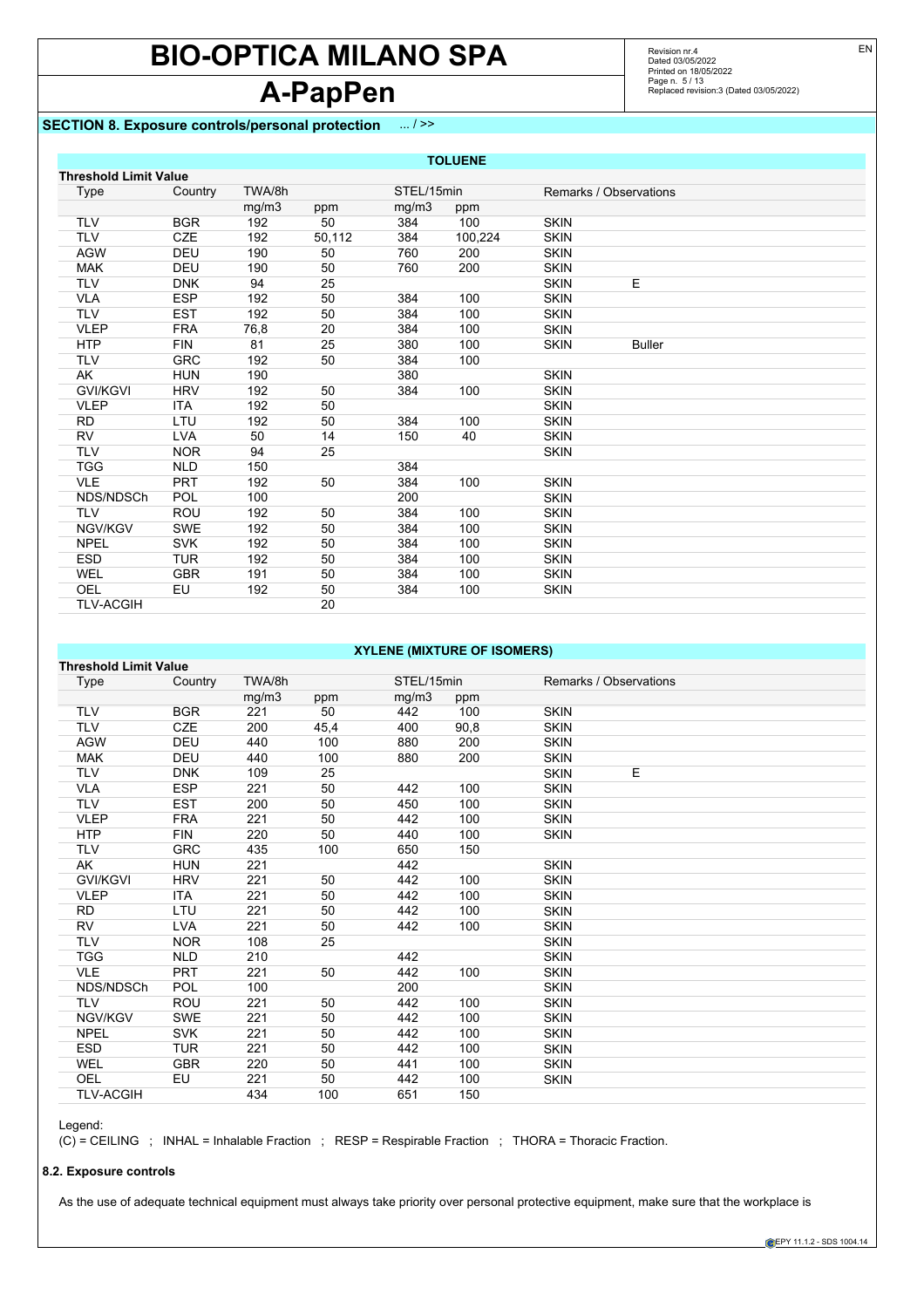## SECTION 8. Exposure controls/personal protection ... / >>

**TOLUENE**

| Threshold Limit Value | | | | | | | |
|---|---|---|---|---|---|---|---|
| Type | Country | TWA/8h | | STEL/15min | | Remarks / Observations | |
| | | mg/m3 | ppm | mg/m3 | ppm | | |
| TLV | BGR | 192 | 50 | 384 | 100 | SKIN | |
| TLV | CZE | 192 | 50,112 | 384 | 100,224 | SKIN | |
| AGW | DEU | 190 | 50 | 760 | 200 | SKIN | |
| MAK | DEU | 190 | 50 | 760 | 200 | SKIN | |
| TLV | DNK | 94 | 25 | | | SKIN | E |
| VLA | ESP | 192 | 50 | 384 | 100 | SKIN | |
| TLV | EST | 192 | 50 | 384 | 100 | SKIN | |
| VLEP | FRA | 76,8 | 20 | 384 | 100 | SKIN | |
| HTP | FIN | 81 | 25 | 380 | 100 | SKIN | Buller |
| TLV | GRC | 192 | 50 | 384 | 100 | | |
| AK | HUN | 190 | | 380 | | SKIN | |
| GVI/KGVI | HRV | 192 | 50 | 384 | 100 | SKIN | |
| VLEP | ITA | 192 | 50 | | | SKIN | |
| RD | LTU | 192 | 50 | 384 | 100 | SKIN | |
| RV | LVA | 50 | 14 | 150 | 40 | SKIN | |
| TLV | NOR | 94 | 25 | | | SKIN | |
| TGG | NLD | 150 | | 384 | | | |
| VLE | PRT | 192 | 50 | 384 | 100 | SKIN | |
| NDS/NDSCh | POL | 100 | | 200 | | SKIN | |
| TLV | ROU | 192 | 50 | 384 | 100 | SKIN | |
| NGV/KGV | SWE | 192 | 50 | 384 | 100 | SKIN | |
| NPEL | SVK | 192 | 50 | 384 | 100 | SKIN | |
| ESD | TUR | 192 | 50 | 384 | 100 | SKIN | |
| WEL | GBR | 191 | 50 | 384 | 100 | SKIN | |
| OEL | EU | 192 | 50 | 384 | 100 | SKIN | |
| TLV-ACGIH | | | 20 | | | | |

**XYLENE (MIXTURE OF ISOMERS)**

| Threshold Limit Value | | | | | | | |
|---|---|---|---|---|---|---|---|
| Type | Country | TWA/8h | | STEL/15min | | Remarks / Observations | |
| | | mg/m3 | ppm | mg/m3 | ppm | | |
| TLV | BGR | 221 | 50 | 442 | 100 | SKIN | |
| TLV | CZE | 200 | 45,4 | 400 | 90,8 | SKIN | |
| AGW | DEU | 440 | 100 | 880 | 200 | SKIN | |
| MAK | DEU | 440 | 100 | 880 | 200 | SKIN | |
| TLV | DNK | 109 | 25 | | | SKIN | E |
| VLA | ESP | 221 | 50 | 442 | 100 | SKIN | |
| TLV | EST | 200 | 50 | 450 | 100 | SKIN | |
| VLEP | FRA | 221 | 50 | 442 | 100 | SKIN | |
| HTP | FIN | 220 | 50 | 440 | 100 | SKIN | |
| TLV | GRC | 435 | 100 | 650 | 150 | | |
| AK | HUN | 221 | | 442 | | SKIN | |
| GVI/KGVI | HRV | 221 | 50 | 442 | 100 | SKIN | |
| VLEP | ITA | 221 | 50 | 442 | 100 | SKIN | |
| RD | LTU | 221 | 50 | 442 | 100 | SKIN | |
| RV | LVA | 221 | 50 | 442 | 100 | SKIN | |
| TLV | NOR | 108 | 25 | | | SKIN | |
| TGG | NLD | 210 | | 442 | | SKIN | |
| VLE | PRT | 221 | 50 | 442 | 100 | SKIN | |
| NDS/NDSCh | POL | 100 | | 200 | | SKIN | |
| TLV | ROU | 221 | 50 | 442 | 100 | SKIN | |
| NGV/KGV | SWE | 221 | 50 | 442 | 100 | SKIN | |
| NPEL | SVK | 221 | 50 | 442 | 100 | SKIN | |
| ESD | TUR | 221 | 50 | 442 | 100 | SKIN | |
| WEL | GBR | 220 | 50 | 441 | 100 | SKIN | |
| OEL | EU | 221 | 50 | 442 | 100 | SKIN | |
| TLV-ACGIH | | 434 | 100 | 651 | 150 | | |

Legend:

(C) = CEILING ; INHAL = Inhalable Fraction ; RESP = Respirable Fraction ; THORA = Thoracic Fraction.

### 8.2. Exposure controls

As the use of adequate technical equipment must always take priority over personal protective equipment, make sure that the workplace is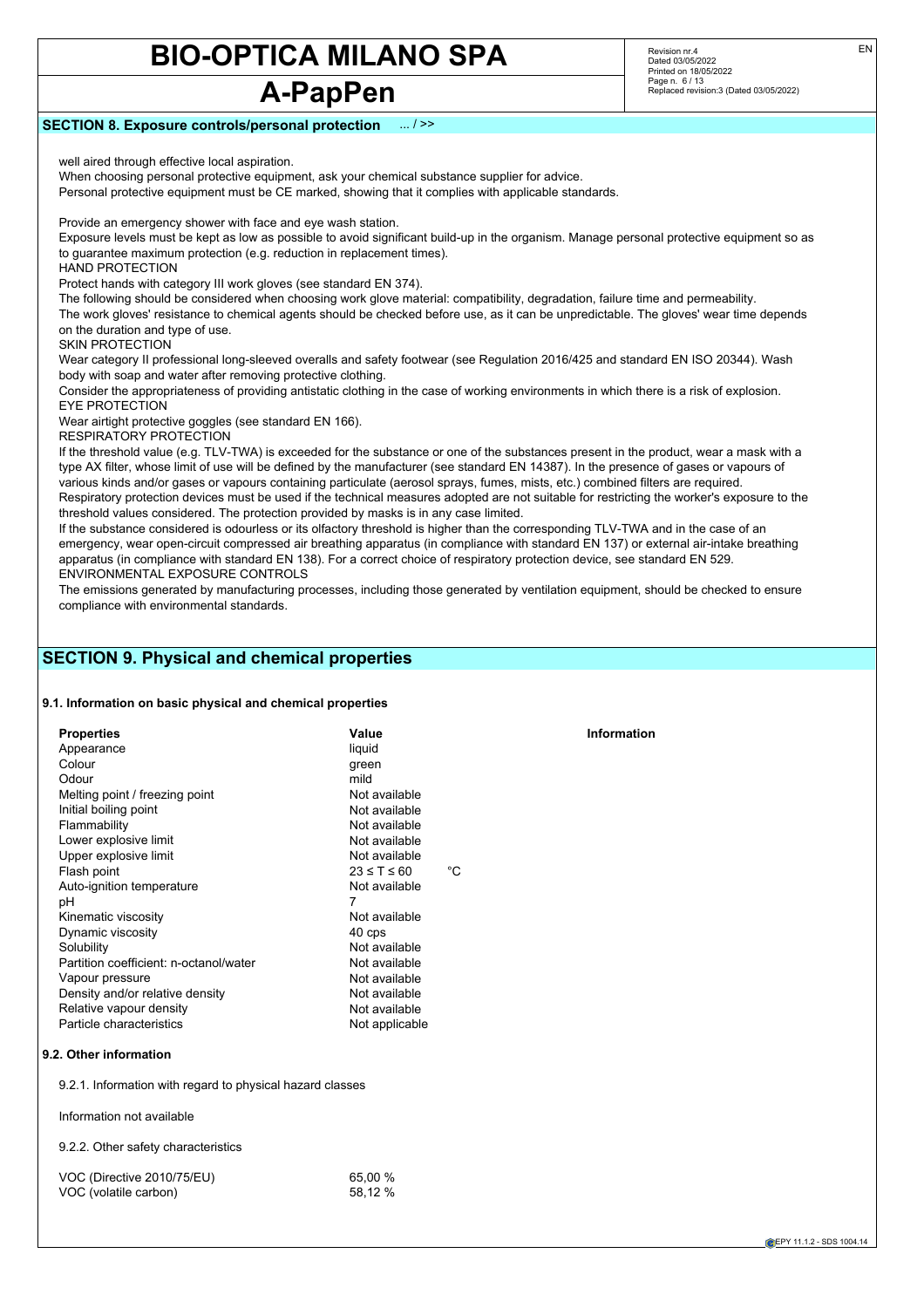## SECTION 8. Exposure controls/personal protection ... / >>

well aired through effective local aspiration.
When choosing personal protective equipment, ask your chemical substance supplier for advice.
Personal protective equipment must be CE marked, showing that it complies with applicable standards.

Provide an emergency shower with face and eye wash station.
Exposure levels must be kept as low as possible to avoid significant build-up in the organism. Manage personal protective equipment so as to guarantee maximum protection (e.g. reduction in replacement times).

HAND PROTECTION

Protect hands with category III work gloves (see standard EN 374).
The following should be considered when choosing work glove material: compatibility, degradation, failure time and permeability.
The work gloves' resistance to chemical agents should be checked before use, as it can be unpredictable. The gloves' wear time depends on the duration and type of use.

SKIN PROTECTION

Wear category II professional long-sleeved overalls and safety footwear (see Regulation 2016/425 and standard EN ISO 20344). Wash body with soap and water after removing protective clothing.
Consider the appropriateness of providing antistatic clothing in the case of working environments in which there is a risk of explosion.

EYE PROTECTION

Wear airtight protective goggles (see standard EN 166).

RESPIRATORY PROTECTION

If the threshold value (e.g. TLV-TWA) is exceeded for the substance or one of the substances present in the product, wear a mask with a type AX filter, whose limit of use will be defined by the manufacturer (see standard EN 14387). In the presence of gases or vapours of various kinds and/or gases or vapours containing particulate (aerosol sprays, fumes, mists, etc.) combined filters are required.
Respiratory protection devices must be used if the technical measures adopted are not suitable for restricting the worker's exposure to the threshold values considered. The protection provided by masks is in any case limited.
If the substance considered is odourless or its olfactory threshold is higher than the corresponding TLV-TWA and in the case of an emergency, wear open-circuit compressed air breathing apparatus (in compliance with standard EN 137) or external air-intake breathing apparatus (in compliance with standard EN 138). For a correct choice of respiratory protection device, see standard EN 529.

ENVIRONMENTAL EXPOSURE CONTROLS

The emissions generated by manufacturing processes, including those generated by ventilation equipment, should be checked to ensure compliance with environmental standards.

## SECTION 9. Physical and chemical properties

### 9.1. Information on basic physical and chemical properties

| Properties | Value | | Information |
|---|---|---|---|
| Appearance | liquid | | |
| Colour | green | | |
| Odour | mild | | |
| Melting point / freezing point | Not available | | |
| Initial boiling point | Not available | | |
| Flammability | Not available | | |
| Lower explosive limit | Not available | | |
| Upper explosive limit | Not available | | |
| Flash point | $23 \leq T \leq 60$ | °C | |
| Auto-ignition temperature | Not available | | |
| pH | 7 | | |
| Kinematic viscosity | Not available | | |
| Dynamic viscosity | 40 cps | | |
| Solubility | Not available | | |
| Partition coefficient: n-octanol/water | Not available | | |
| Vapour pressure | Not available | | |
| Density and/or relative density | Not available | | |
| Relative vapour density | Not available | | |
| Particle characteristics | Not applicable | | |

### 9.2. Other information

9.2.1. Information with regard to physical hazard classes

Information not available

9.2.2. Other safety characteristics

| | |
|---|---|
| VOC (Directive 2010/75/EU) | 65,00 % |
| VOC (volatile carbon) | 58,12 % |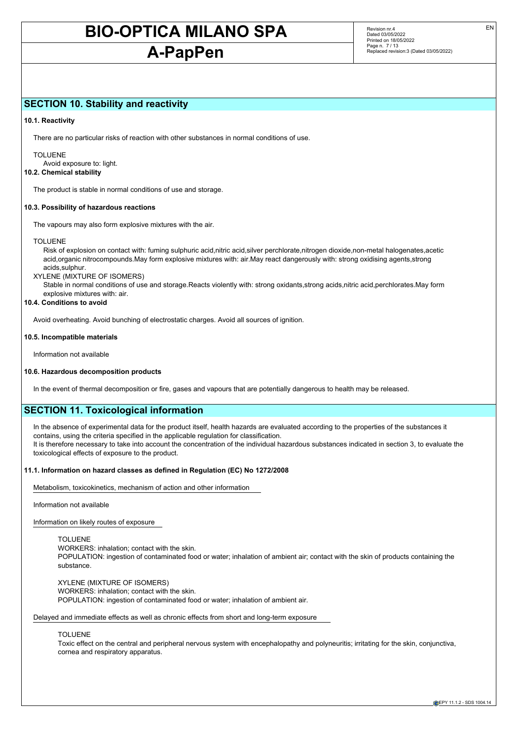## SECTION 10. Stability and reactivity

**10.1. Reactivity**

There are no particular risks of reaction with other substances in normal conditions of use.

TOLUENE
Avoid exposure to: light.

**10.2. Chemical stability**

The product is stable in normal conditions of use and storage.

**10.3. Possibility of hazardous reactions**

The vapours may also form explosive mixtures with the air.

TOLUENE
Risk of explosion on contact with: fuming sulphuric acid,nitric acid,silver perchlorate,nitrogen dioxide,non-metal halogenates,acetic acid,organic nitrocompounds.May form explosive mixtures with: air.May react dangerously with: strong oxidising agents,strong acids,sulphur.

XYLENE (MIXTURE OF ISOMERS)
Stable in normal conditions of use and storage.Reacts violently with: strong oxidants,strong acids,nitric acid,perchlorates.May form explosive mixtures with: air.

**10.4. Conditions to avoid**

Avoid overheating. Avoid bunching of electrostatic charges. Avoid all sources of ignition.

**10.5. Incompatible materials**

Information not available

**10.6. Hazardous decomposition products**

In the event of thermal decomposition or fire, gases and vapours that are potentially dangerous to health may be released.

## SECTION 11. Toxicological information

In the absence of experimental data for the product itself, health hazards are evaluated according to the properties of the substances it contains, using the criteria specified in the applicable regulation for classification.
It is therefore necessary to take into account the concentration of the individual hazardous substances indicated in section 3, to evaluate the toxicological effects of exposure to the product.

**11.1. Information on hazard classes as defined in Regulation (EC) No 1272/2008**

Metabolism, toxicokinetics, mechanism of action and other information

Information not available

Information on likely routes of exposure

TOLUENE
WORKERS: inhalation; contact with the skin.
POPULATION: ingestion of contaminated food or water; inhalation of ambient air; contact with the skin of products containing the substance.

XYLENE (MIXTURE OF ISOMERS)
WORKERS: inhalation; contact with the skin.
POPULATION: ingestion of contaminated food or water; inhalation of ambient air.

Delayed and immediate effects as well as chronic effects from short and long-term exposure

TOLUENE
Toxic effect on the central and peripheral nervous system with encephalopathy and polyneuritis; irritating for the skin, conjunctiva, cornea and respiratory apparatus.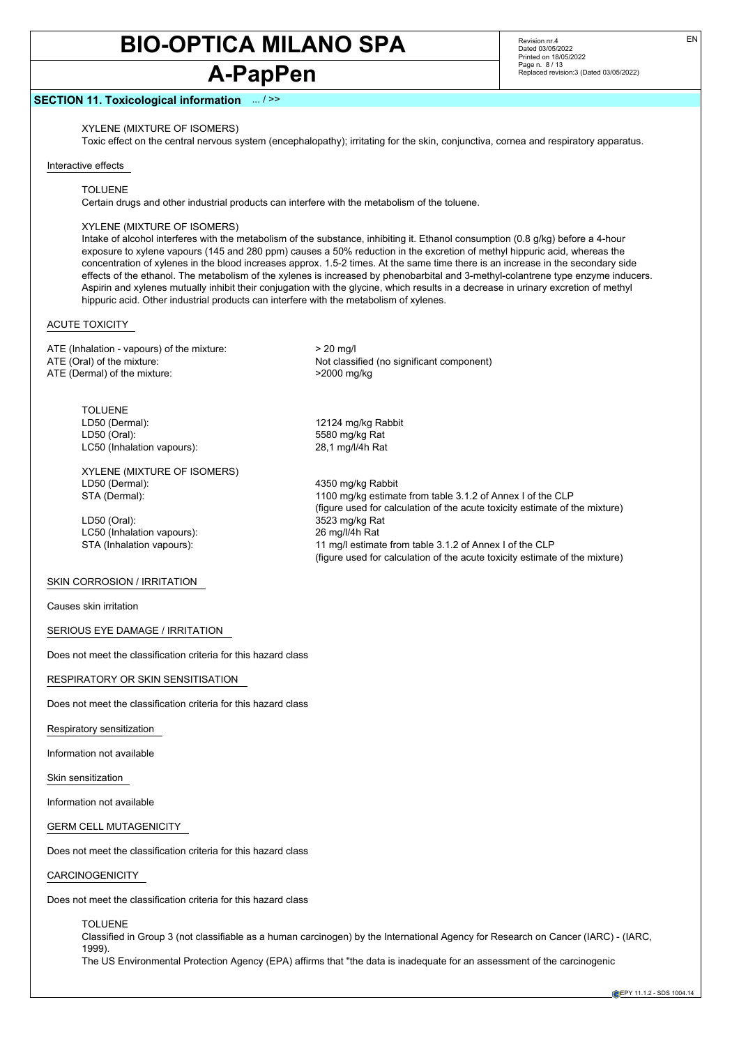## SECTION 11. Toxicological information ... / >>

XYLENE (MIXTURE OF ISOMERS)
Toxic effect on the central nervous system (encephalopathy); irritating for the skin, conjunctiva, cornea and respiratory apparatus.

Interactive effects

TOLUENE
Certain drugs and other industrial products can interfere with the metabolism of the toluene.

XYLENE (MIXTURE OF ISOMERS)
Intake of alcohol interferes with the metabolism of the substance, inhibiting it. Ethanol consumption (0.8 g/kg) before a 4-hour exposure to xylene vapours (145 and 280 ppm) causes a 50% reduction in the excretion of methyl hippuric acid, whereas the concentration of xylenes in the blood increases approx. 1.5-2 times. At the same time there is an increase in the secondary side effects of the ethanol. The metabolism of the xylenes is increased by phenobarbital and 3-methyl-colantrene type enzyme inducers. Aspirin and xylenes mutually inhibit their conjugation with the glycine, which results in a decrease in urinary excretion of methyl hippuric acid. Other industrial products can interfere with the metabolism of xylenes.

ACUTE TOXICITY

| | |
|---|---|
| ATE (Inhalation - vapours) of the mixture: | > 20 mg/l |
| ATE (Oral) of the mixture: | Not classified (no significant component) |
| ATE (Dermal) of the mixture: | >2000 mg/kg |

TOLUENE

| | |
|---|---|
| LD50 (Dermal): | 12124 mg/kg Rabbit |
| LD50 (Oral): | 5580 mg/kg Rat |
| LC50 (Inhalation vapours): | 28,1 mg/l/4h Rat |

XYLENE (MIXTURE OF ISOMERS)

| | |
|---|---|
| LD50 (Dermal): | 4350 mg/kg Rabbit |
| STA (Dermal): | 1100 mg/kg estimate from table 3.1.2 of Annex I of the CLP (figure used for calculation of the acute toxicity estimate of the mixture) |
| LD50 (Oral): | 3523 mg/kg Rat |
| LC50 (Inhalation vapours): | 26 mg/l/4h Rat |
| STA (Inhalation vapours): | 11 mg/l estimate from table 3.1.2 of Annex I of the CLP (figure used for calculation of the acute toxicity estimate of the mixture) |

SKIN CORROSION / IRRITATION

Causes skin irritation

SERIOUS EYE DAMAGE / IRRITATION

Does not meet the classification criteria for this hazard class

RESPIRATORY OR SKIN SENSITISATION

Does not meet the classification criteria for this hazard class

Respiratory sensitization

Information not available

Skin sensitization

Information not available

GERM CELL MUTAGENICITY

Does not meet the classification criteria for this hazard class

CARCINOGENICITY

Does not meet the classification criteria for this hazard class

TOLUENE
Classified in Group 3 (not classifiable as a human carcinogen) by the International Agency for Research on Cancer (IARC) - (IARC, 1999).
The US Environmental Protection Agency (EPA) affirms that "the data is inadequate for an assessment of the carcinogenic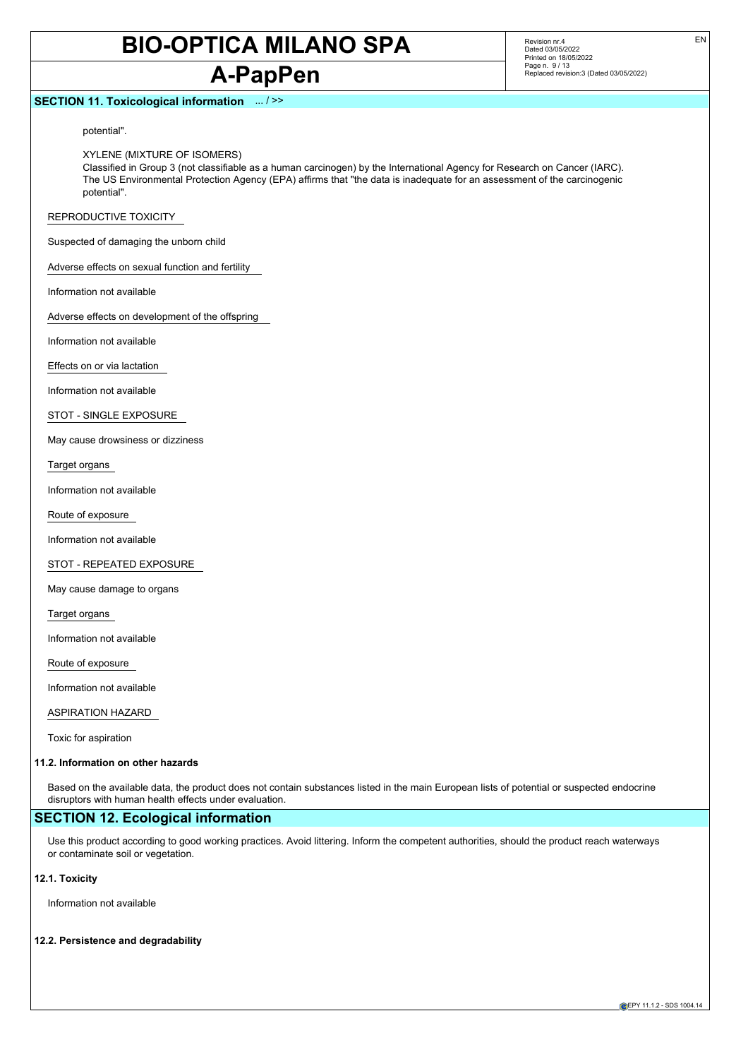## SECTION 11. Toxicological information ... / >>

potential".

XYLENE (MIXTURE OF ISOMERS)
Classified in Group 3 (not classifiable as a human carcinogen) by the International Agency for Research on Cancer (IARC).
The US Environmental Protection Agency (EPA) affirms that "the data is inadequate for an assessment of the carcinogenic potential".

REPRODUCTIVE TOXICITY

Suspected of damaging the unborn child

Adverse effects on sexual function and fertility

Information not available

Adverse effects on development of the offspring

Information not available

Effects on or via lactation

Information not available

STOT - SINGLE EXPOSURE

May cause drowsiness or dizziness

Target organs

Information not available

Route of exposure

Information not available

STOT - REPEATED EXPOSURE

May cause damage to organs

Target organs

Information not available

Route of exposure

Information not available

ASPIRATION HAZARD

Toxic for aspiration

**11.2. Information on other hazards**

Based on the available data, the product does not contain substances listed in the main European lists of potential or suspected endocrine disruptors with human health effects under evaluation.

## SECTION 12. Ecological information

Use this product according to good working practices. Avoid littering. Inform the competent authorities, should the product reach waterways or contaminate soil or vegetation.

**12.1. Toxicity**

Information not available

**12.2. Persistence and degradability**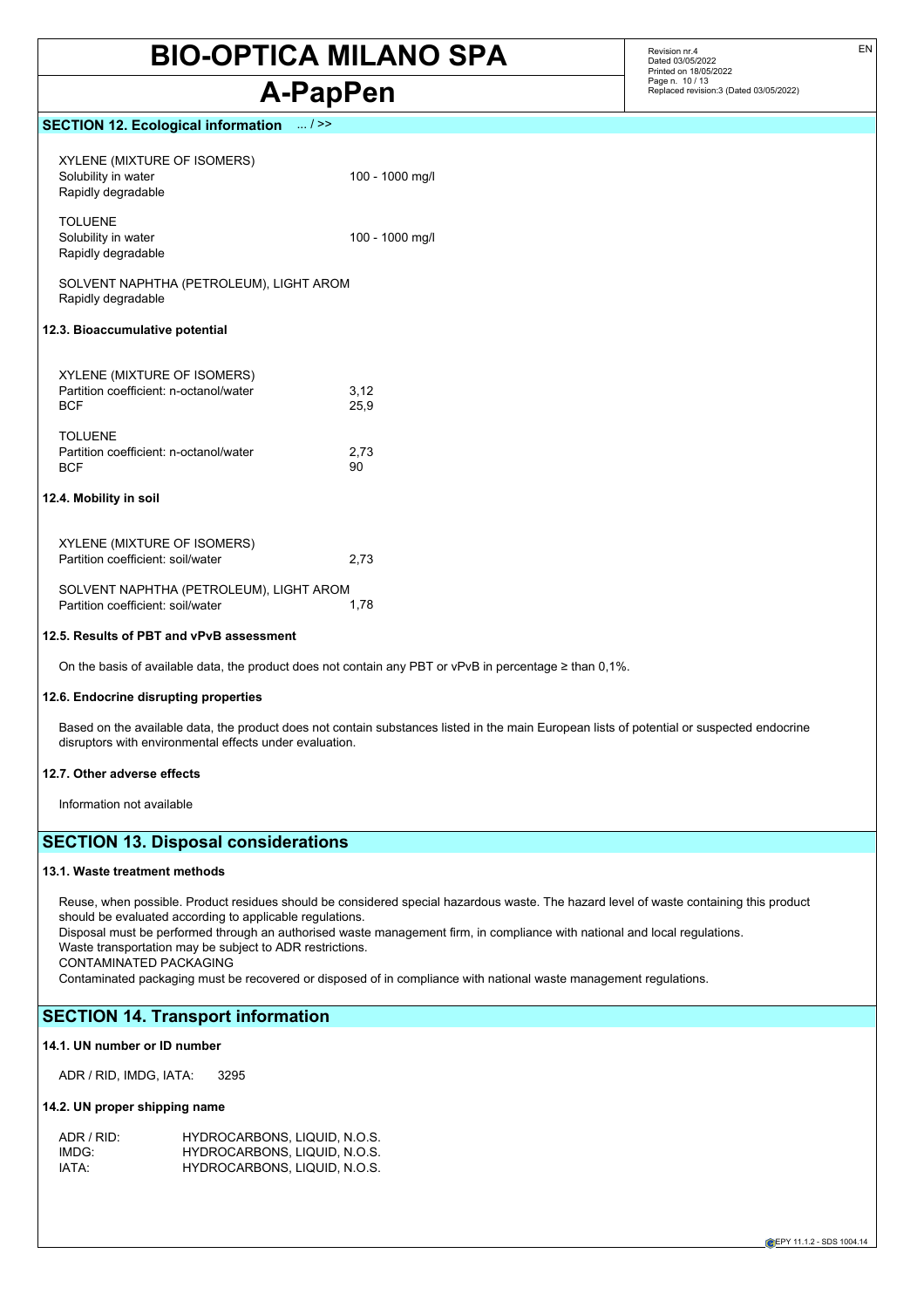## SECTION 12. Ecological information ... / >>

XYLENE (MIXTURE OF ISOMERS)

| | |
|---|---|
| Solubility in water | 100 - 1000 mg/l |
| Rapidly degradable | |

TOLUENE

| | |
|---|---|
| Solubility in water | 100 - 1000 mg/l |
| Rapidly degradable | |

SOLVENT NAPHTHA (PETROLEUM), LIGHT AROM
Rapidly degradable

### 12.3. Bioaccumulative potential

XYLENE (MIXTURE OF ISOMERS)

| | |
|---|---|
| Partition coefficient: n-octanol/water | 3,12 |
| BCF | 25,9 |

TOLUENE

| | |
|---|---|
| Partition coefficient: n-octanol/water | 2,73 |
| BCF | 90 |

### 12.4. Mobility in soil

XYLENE (MIXTURE OF ISOMERS)

| | |
|---|---|
| Partition coefficient: soil/water | 2,73 |

SOLVENT NAPHTHA (PETROLEUM), LIGHT AROM

| | |
|---|---|
| Partition coefficient: soil/water | 1,78 |

### 12.5. Results of PBT and vPvB assessment

On the basis of available data, the product does not contain any PBT or vPvB in percentage ≥ than 0,1%.

### 12.6. Endocrine disrupting properties

Based on the available data, the product does not contain substances listed in the main European lists of potential or suspected endocrine disruptors with environmental effects under evaluation.

### 12.7. Other adverse effects

Information not available

## SECTION 13. Disposal considerations

### 13.1. Waste treatment methods

Reuse, when possible. Product residues should be considered special hazardous waste. The hazard level of waste containing this product should be evaluated according to applicable regulations.
Disposal must be performed through an authorised waste management firm, in compliance with national and local regulations.
Waste transportation may be subject to ADR restrictions.
CONTAMINATED PACKAGING
Contaminated packaging must be recovered or disposed of in compliance with national waste management regulations.

## SECTION 14. Transport information

### 14.1. UN number or ID number

ADR / RID, IMDG, IATA: 3295

### 14.2. UN proper shipping name

| | |
|---|---|
| ADR / RID: | HYDROCARBONS, LIQUID, N.O.S. |
| IMDG: | HYDROCARBONS, LIQUID, N.O.S. |
| IATA: | HYDROCARBONS, LIQUID, N.O.S. |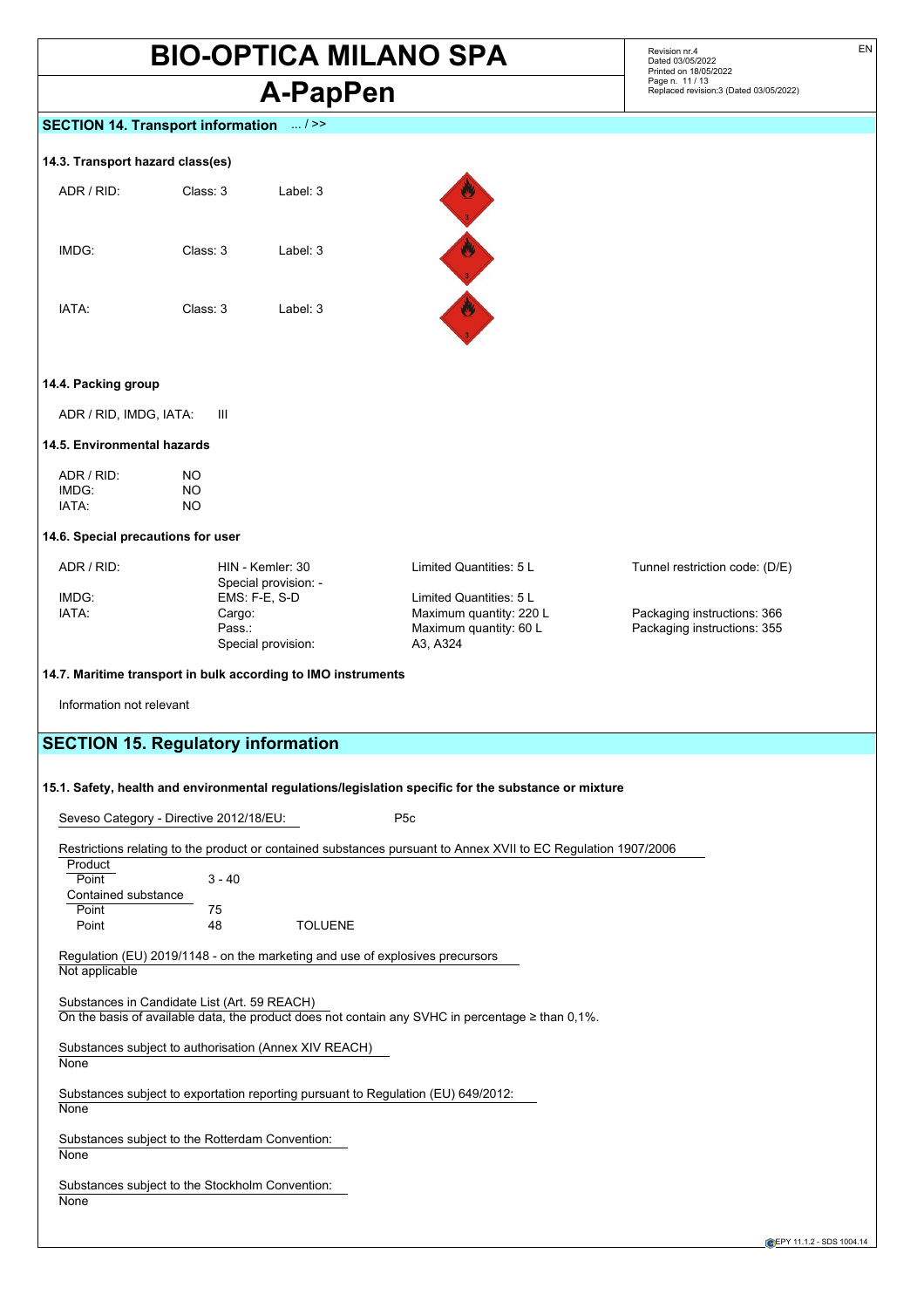## SECTION 14. Transport information ... / >>

### 14.3. Transport hazard class(es)

| | | |
|---|---|---|
| ADR / RID: | Class: 3 | Label: 3 |
| IMDG: | Class: 3 | Label: 3 |
| IATA: | Class: 3 | Label: 3 |

### 14.4. Packing group

ADR / RID, IMDG, IATA: III

### 14.5. Environmental hazards

| | |
|---|---|
| ADR / RID: | NO |
| IMDG: | NO |
| IATA: | NO |

### 14.6. Special precautions for user

| | | | |
|---|---|---|---|
| ADR / RID: | HIN - Kemler: 30 | Limited Quantities: 5 L | Tunnel restriction code: (D/E) |
| | Special provision: - | | |
| IMDG: | EMS: F-E, S-D | Limited Quantities: 5 L | |
| IATA: | Cargo: | Maximum quantity: 220 L | Packaging instructions: 366 |
| | Pass.: | Maximum quantity: 60 L | Packaging instructions: 355 |
| | Special provision: | A3, A324 | |

### 14.7. Maritime transport in bulk according to IMO instruments

Information not relevant

## SECTION 15. Regulatory information

### 15.1. Safety, health and environmental regulations/legislation specific for the substance or mixture

Seveso Category - Directive 2012/18/EU: P5c

Restrictions relating to the product or contained substances pursuant to Annex XVII to EC Regulation 1907/2006

Product

| | | |
|---|---|---|
| Point | 3 - 40 | |

Contained substance

| | | |
|---|---|---|
| Point | 75 | |
| Point | 48 | TOLUENE |

Regulation (EU) 2019/1148 - on the marketing and use of explosives precursors

Not applicable

Substances in Candidate List (Art. 59 REACH)

On the basis of available data, the product does not contain any SVHC in percentage ≥ than 0,1%.

Substances subject to authorisation (Annex XIV REACH)

None

Substances subject to exportation reporting pursuant to Regulation (EU) 649/2012:

None

Substances subject to the Rotterdam Convention:

None

Substances subject to the Stockholm Convention:

None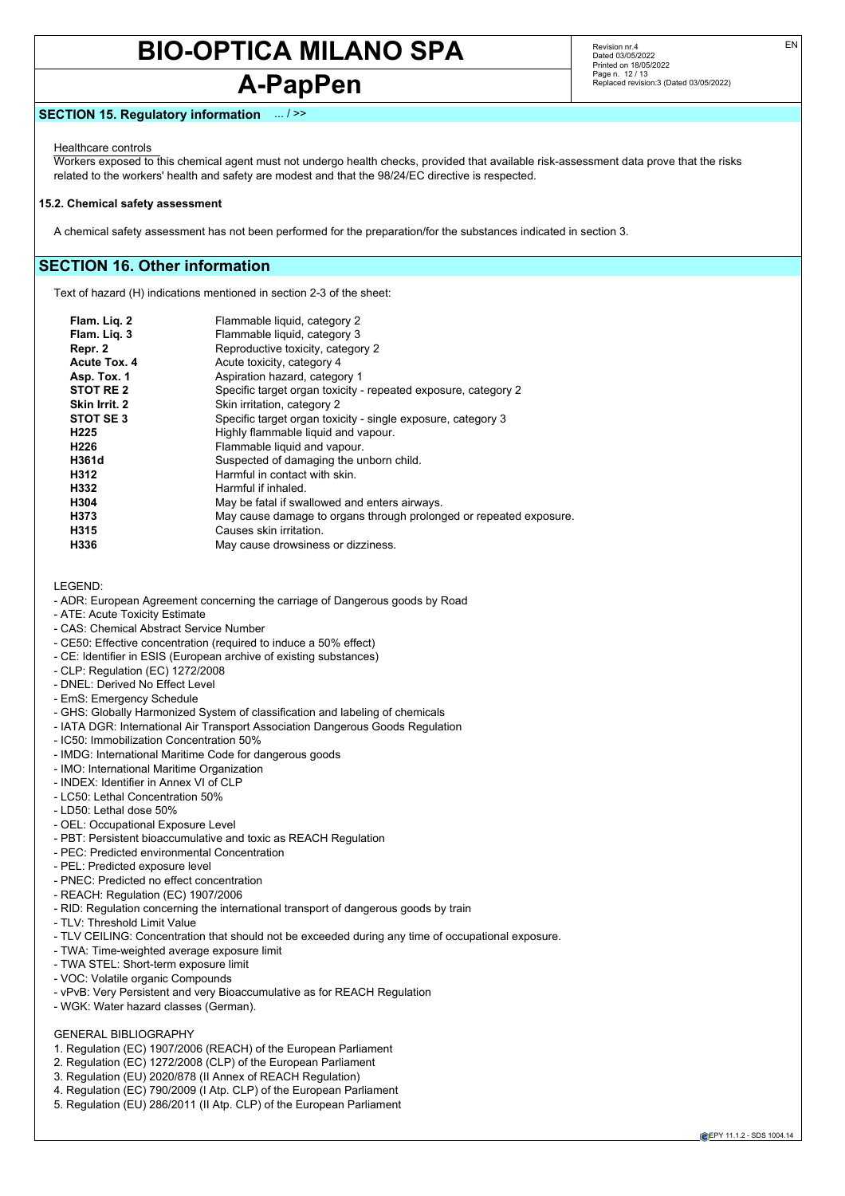## SECTION 15. Regulatory information ... / >>

Healthcare controls

Workers exposed to this chemical agent must not undergo health checks, provided that available risk-assessment data prove that the risks related to the workers' health and safety are modest and that the 98/24/EC directive is respected.

**15.2. Chemical safety assessment**

A chemical safety assessment has not been performed for the preparation/for the substances indicated in section 3.

## SECTION 16. Other information

Text of hazard (H) indications mentioned in section 2-3 of the sheet:

| | |
|---|---|
| **Flam. Liq. 2** | Flammable liquid, category 2 |
| **Flam. Liq. 3** | Flammable liquid, category 3 |
| **Repr. 2** | Reproductive toxicity, category 2 |
| **Acute Tox. 4** | Acute toxicity, category 4 |
| **Asp. Tox. 1** | Aspiration hazard, category 1 |
| **STOT RE 2** | Specific target organ toxicity - repeated exposure, category 2 |
| **Skin Irrit. 2** | Skin irritation, category 2 |
| **STOT SE 3** | Specific target organ toxicity - single exposure, category 3 |
| **H225** | Highly flammable liquid and vapour. |
| **H226** | Flammable liquid and vapour. |
| **H361d** | Suspected of damaging the unborn child. |
| **H312** | Harmful in contact with skin. |
| **H332** | Harmful if inhaled. |
| **H304** | May be fatal if swallowed and enters airways. |
| **H373** | May cause damage to organs through prolonged or repeated exposure. |
| **H315** | Causes skin irritation. |
| **H336** | May cause drowsiness or dizziness. |

LEGEND:

- ADR: European Agreement concerning the carriage of Dangerous goods by Road
- ATE: Acute Toxicity Estimate
- CAS: Chemical Abstract Service Number
- CE50: Effective concentration (required to induce a 50% effect)
- CE: Identifier in ESIS (European archive of existing substances)
- CLP: Regulation (EC) 1272/2008
- DNEL: Derived No Effect Level
- EmS: Emergency Schedule
- GHS: Globally Harmonized System of classification and labeling of chemicals
- IATA DGR: International Air Transport Association Dangerous Goods Regulation
- IC50: Immobilization Concentration 50%
- IMDG: International Maritime Code for dangerous goods
- IMO: International Maritime Organization
- INDEX: Identifier in Annex VI of CLP
- LC50: Lethal Concentration 50%
- LD50: Lethal dose 50%
- OEL: Occupational Exposure Level
- PBT: Persistent bioaccumulative and toxic as REACH Regulation
- PEC: Predicted environmental Concentration
- PEL: Predicted exposure level
- PNEC: Predicted no effect concentration
- REACH: Regulation (EC) 1907/2006
- RID: Regulation concerning the international transport of dangerous goods by train
- TLV: Threshold Limit Value
- TLV CEILING: Concentration that should not be exceeded during any time of occupational exposure.
- TWA: Time-weighted average exposure limit
- TWA STEL: Short-term exposure limit
- VOC: Volatile organic Compounds
- vPvB: Very Persistent and very Bioaccumulative as for REACH Regulation
- WGK: Water hazard classes (German).

GENERAL BIBLIOGRAPHY

1. Regulation (EC) 1907/2006 (REACH) of the European Parliament
2. Regulation (EC) 1272/2008 (CLP) of the European Parliament
3. Regulation (EU) 2020/878 (II Annex of REACH Regulation)
4. Regulation (EC) 790/2009 (I Atp. CLP) of the European Parliament
5. Regulation (EU) 286/2011 (II Atp. CLP) of the European Parliament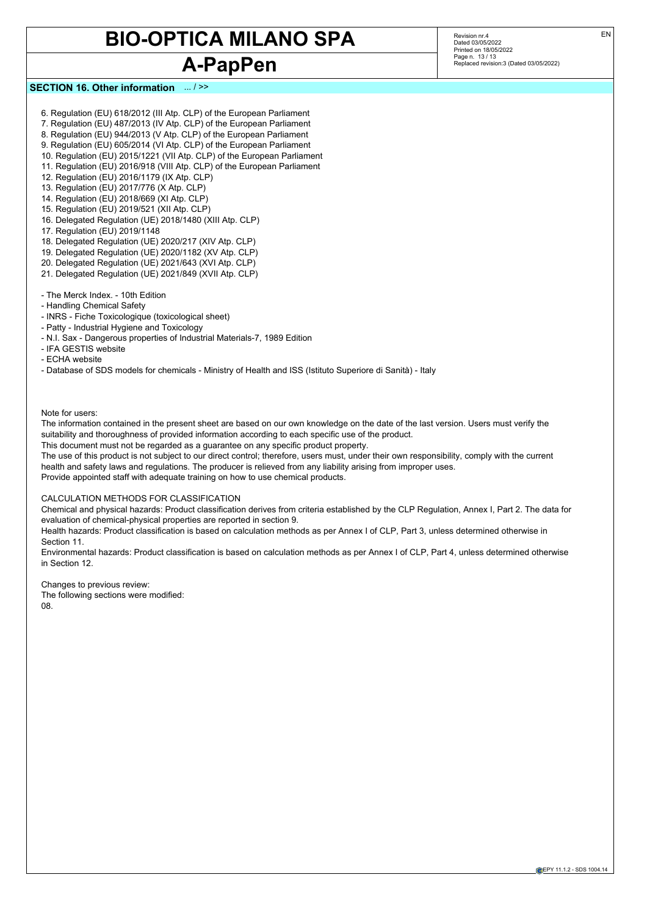## SECTION 16. Other information ... / >>

6. Regulation (EU) 618/2012 (III Atp. CLP) of the European Parliament
7. Regulation (EU) 487/2013 (IV Atp. CLP) of the European Parliament
8. Regulation (EU) 944/2013 (V Atp. CLP) of the European Parliament
9. Regulation (EU) 605/2014 (VI Atp. CLP) of the European Parliament
10. Regulation (EU) 2015/1221 (VII Atp. CLP) of the European Parliament
11. Regulation (EU) 2016/918 (VIII Atp. CLP) of the European Parliament
12. Regulation (EU) 2016/1179 (IX Atp. CLP)
13. Regulation (EU) 2017/776 (X Atp. CLP)
14. Regulation (EU) 2018/669 (XI Atp. CLP)
15. Regulation (EU) 2019/521 (XII Atp. CLP)
16. Delegated Regulation (UE) 2018/1480 (XIII Atp. CLP)
17. Regulation (EU) 2019/1148
18. Delegated Regulation (UE) 2020/217 (XIV Atp. CLP)
19. Delegated Regulation (UE) 2020/1182 (XV Atp. CLP)
20. Delegated Regulation (UE) 2021/643 (XVI Atp. CLP)
21. Delegated Regulation (UE) 2021/849 (XVII Atp. CLP)

- The Merck Index. - 10th Edition
- Handling Chemical Safety
- INRS - Fiche Toxicologique (toxicological sheet)
- Patty - Industrial Hygiene and Toxicology
- N.I. Sax - Dangerous properties of Industrial Materials-7, 1989 Edition
- IFA GESTIS website
- ECHA website
- Database of SDS models for chemicals - Ministry of Health and ISS (Istituto Superiore di Sanità) - Italy

Note for users:
The information contained in the present sheet are based on our own knowledge on the date of the last version. Users must verify the suitability and thoroughness of provided information according to each specific use of the product.
This document must not be regarded as a guarantee on any specific product property.
The use of this product is not subject to our direct control; therefore, users must, under their own responsibility, comply with the current health and safety laws and regulations. The producer is relieved from any liability arising from improper uses.
Provide appointed staff with adequate training on how to use chemical products.

CALCULATION METHODS FOR CLASSIFICATION
Chemical and physical hazards: Product classification derives from criteria established by the CLP Regulation, Annex I, Part 2. The data for evaluation of chemical-physical properties are reported in section 9.
Health hazards: Product classification is based on calculation methods as per Annex I of CLP, Part 3, unless determined otherwise in Section 11.
Environmental hazards: Product classification is based on calculation methods as per Annex I of CLP, Part 4, unless determined otherwise in Section 12.

Changes to previous review:
The following sections were modified:
08.